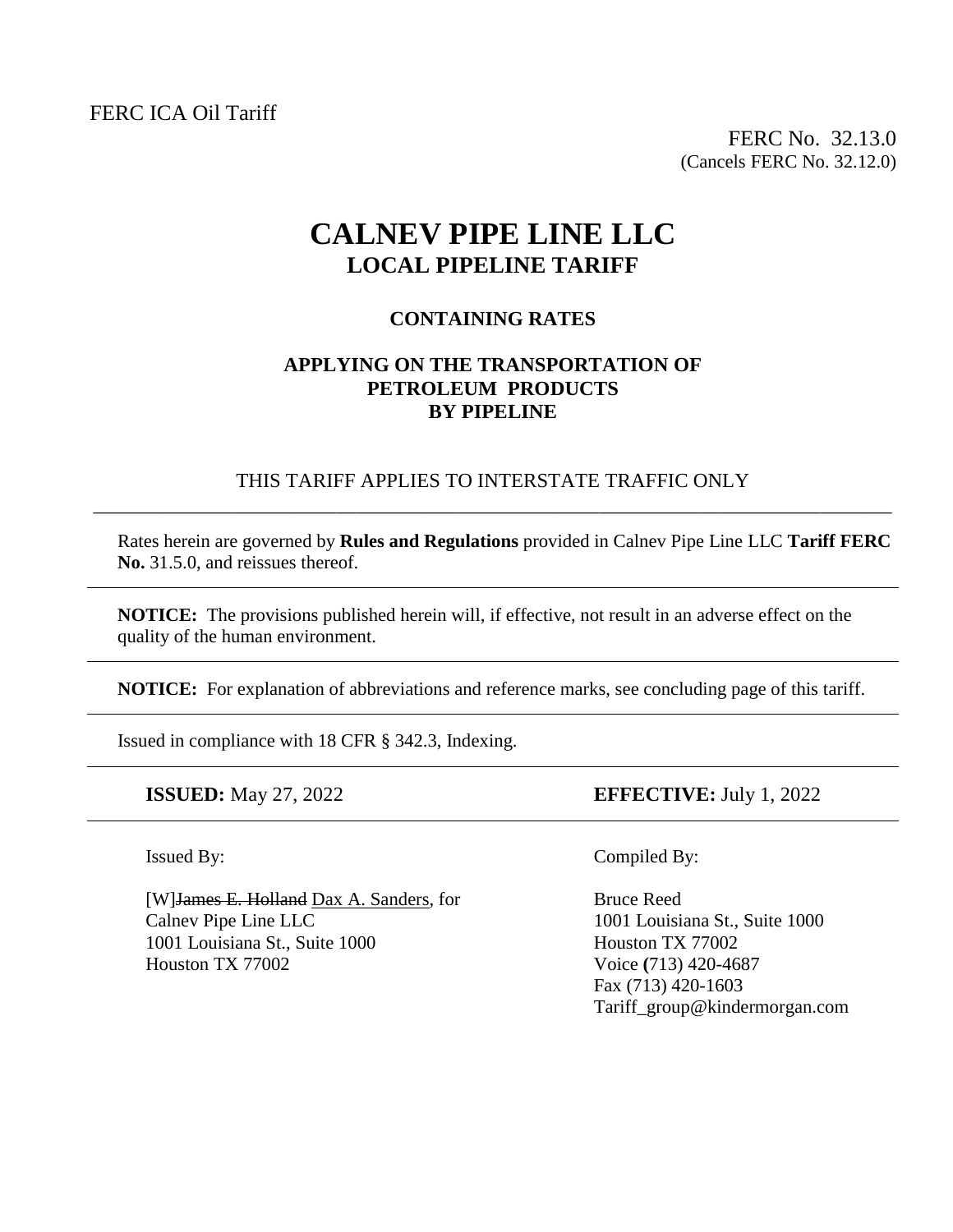FERC ICA Oil Tariff

FERC No. 32.13.0
(Cancels FERC No. 32.12.0)

# CALNEV PIPE LINE LLC
## LOCAL PIPELINE TARIFF

### CONTAINING RATES

### APPLYING ON THE TRANSPORTATION OF PETROLEUM PRODUCTS BY PIPELINE

THIS TARIFF APPLIES TO INTERSTATE TRAFFIC ONLY

---

Rates herein are governed by **Rules and Regulations** provided in Calnev Pipe Line LLC **Tariff FERC No.** 31.5.0, and reissues thereof.

---

**NOTICE:** The provisions published herein will, if effective, not result in an adverse effect on the quality of the human environment.

---

**NOTICE:** For explanation of abbreviations and reference marks, see concluding page of this tariff.

---

Issued in compliance with 18 CFR § 342.3, Indexing.

---

**ISSUED:** May 27, 2022

**EFFECTIVE:** July 1, 2022

---

Issued By:

[W]~~James E. Holland~~ Dax A. Sanders, for
Calnev Pipe Line LLC
1001 Louisiana St., Suite 1000
Houston TX 77002

Compiled By:

Bruce Reed
1001 Louisiana St., Suite 1000
Houston TX 77002
Voice (713) 420-4687
Fax (713) 420-1603
Tariff_group@kindermorgan.com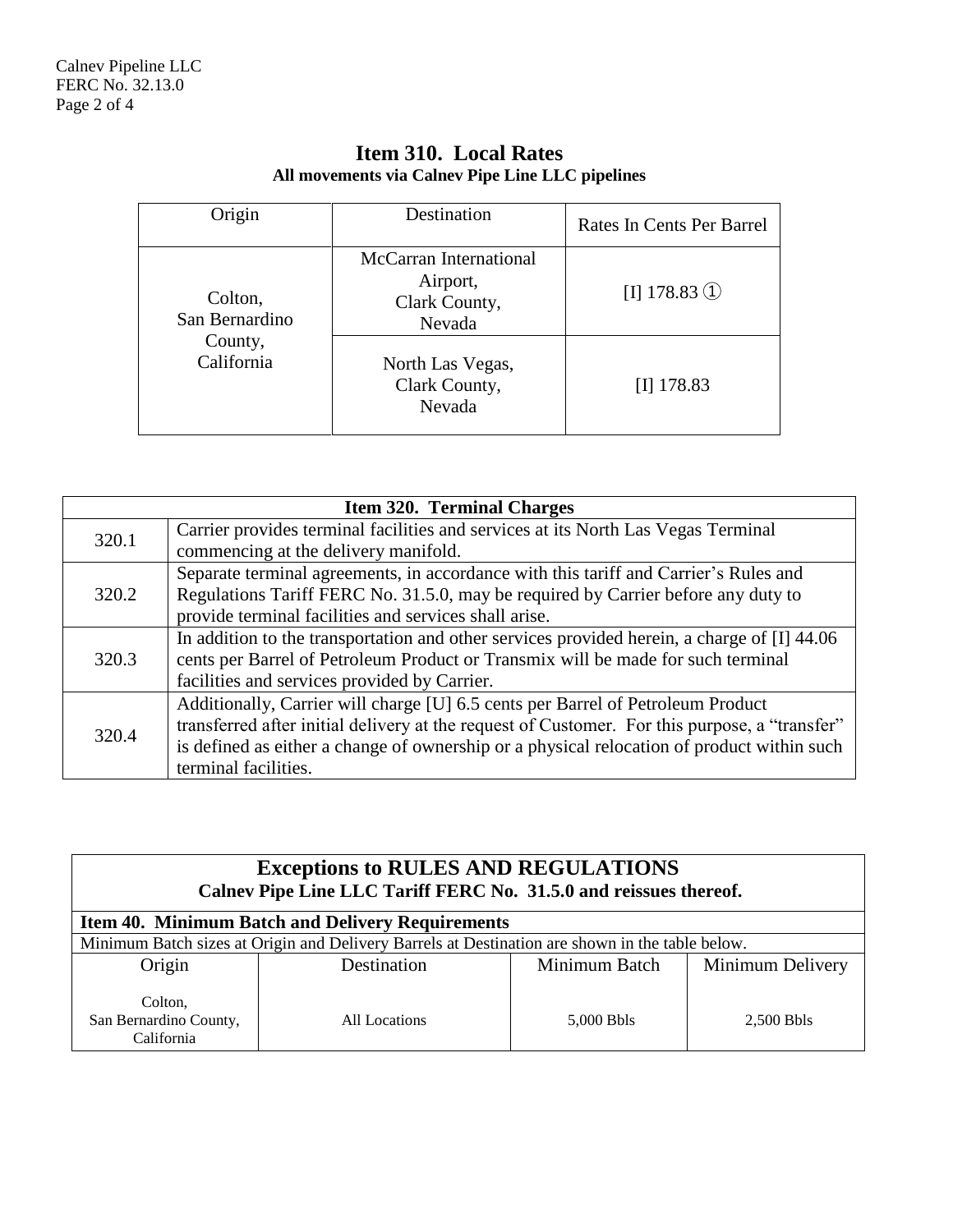## Item 310. Local Rates

**All movements via Calnev Pipe Line LLC pipelines**

| Origin | Destination | Rates In Cents Per Barrel |
|---|---|---|
| Colton, San Bernardino County, California | McCarran International Airport, Clark County, Nevada | [I] 178.83 ① |
| | North Las Vegas, Clark County, Nevada | [I] 178.83 |

| Item 320. Terminal Charges | |
|---|---|
| 320.1 | Carrier provides terminal facilities and services at its North Las Vegas Terminal commencing at the delivery manifold. |
| 320.2 | Separate terminal agreements, in accordance with this tariff and Carrier's Rules and Regulations Tariff FERC No. 31.5.0, may be required by Carrier before any duty to provide terminal facilities and services shall arise. |
| 320.3 | In addition to the transportation and other services provided herein, a charge of [I] 44.06 cents per Barrel of Petroleum Product or Transmix will be made for such terminal facilities and services provided by Carrier. |
| 320.4 | Additionally, Carrier will charge [U] 6.5 cents per Barrel of Petroleum Product transferred after initial delivery at the request of Customer. For this purpose, a "transfer" is defined as either a change of ownership or a physical relocation of product within such terminal facilities. |

## Exceptions to RULES AND REGULATIONS

**Calnev Pipe Line LLC Tariff FERC No. 31.5.0 and reissues thereof.**

**Item 40. Minimum Batch and Delivery Requirements**

Minimum Batch sizes at Origin and Delivery Barrels at Destination are shown in the table below.

| Origin | Destination | Minimum Batch | Minimum Delivery |
|---|---|---|---|
| Colton, San Bernardino County, California | All Locations | 5,000 Bbls | 2,500 Bbls |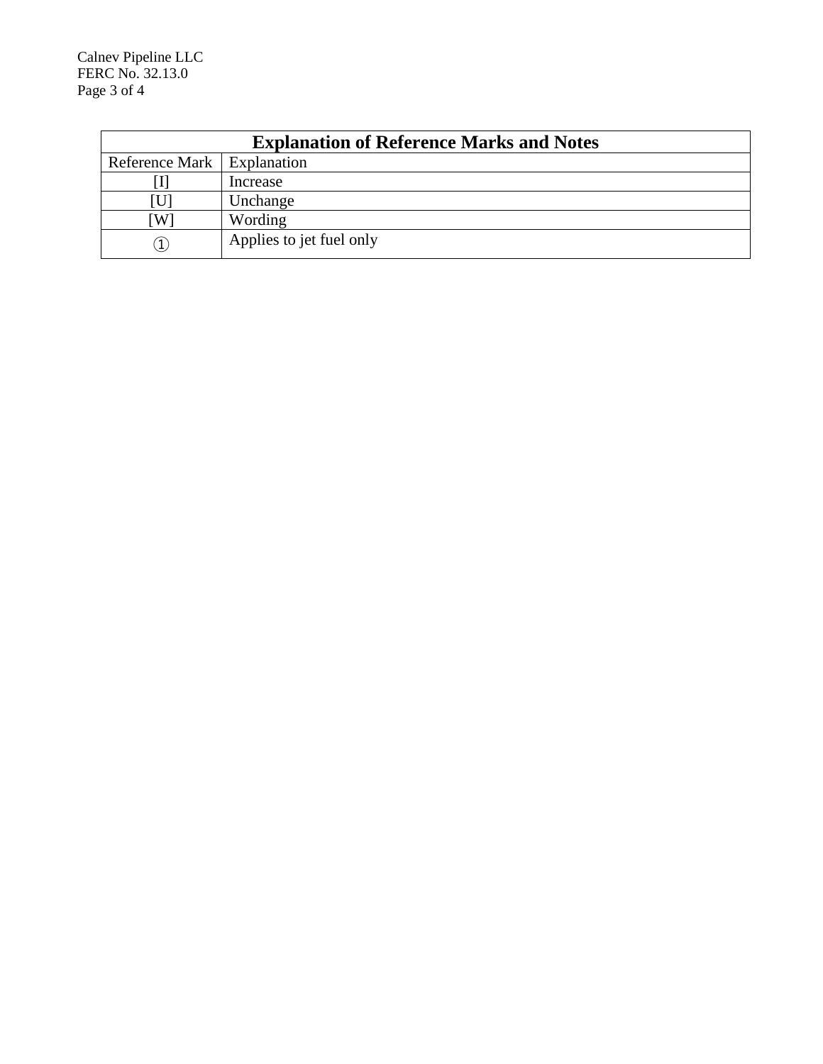| Explanation of Reference Marks and Notes | |
|---|---|
| Reference Mark | Explanation |
| [I] | Increase |
| [U] | Unchange |
| [W] | Wording |
| ① | Applies to jet fuel only |